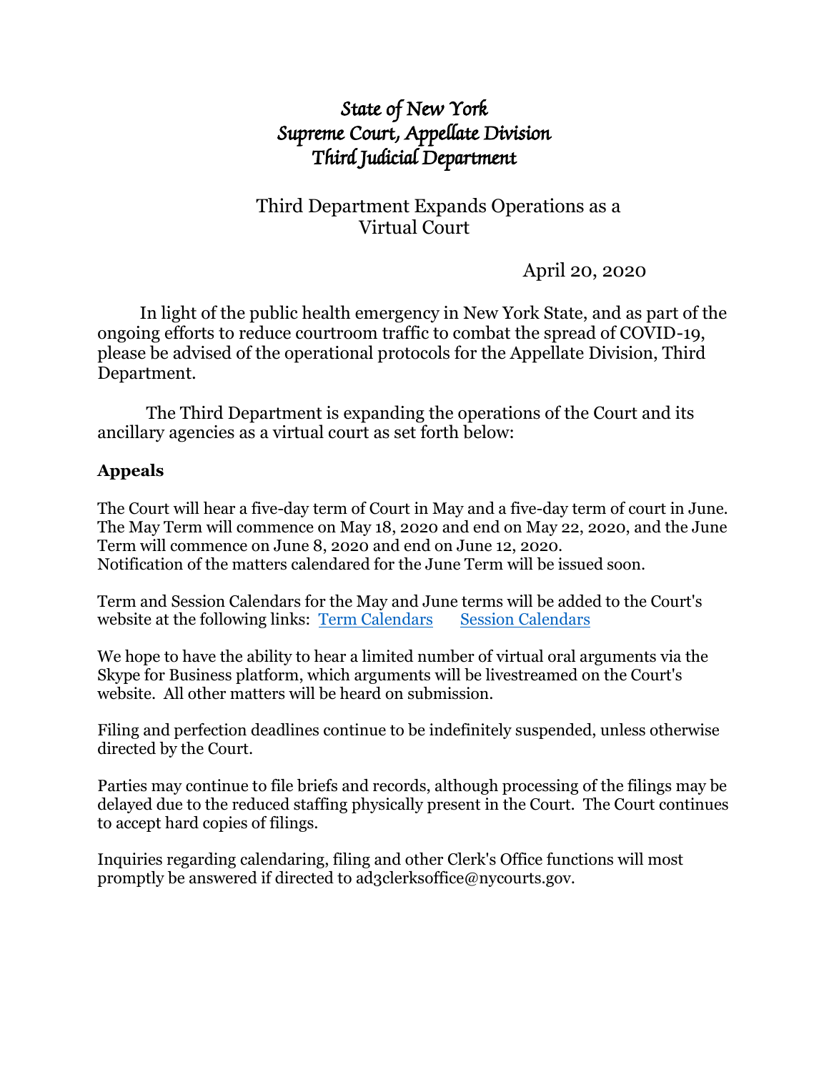# *State of New York*
# *Supreme Court, Appellate Division*
# *Third Judicial Department*

## Third Department Expands Operations as a Virtual Court

April 20, 2020

In light of the public health emergency in New York State, and as part of the ongoing efforts to reduce courtroom traffic to combat the spread of COVID-19, please be advised of the operational protocols for the Appellate Division, Third Department.

The Third Department is expanding the operations of the Court and its ancillary agencies as a virtual court as set forth below:

**Appeals**

The Court will hear a five-day term of Court in May and a five-day term of court in June. The May Term will commence on May 18, 2020 and end on May 22, 2020, and the June Term will commence on June 8, 2020 and end on June 12, 2020.
Notification of the matters calendared for the June Term will be issued soon.

Term and Session Calendars for the May and June terms will be added to the Court's website at the following links: Term Calendars Session Calendars

We hope to have the ability to hear a limited number of virtual oral arguments via the Skype for Business platform, which arguments will be livestreamed on the Court's website. All other matters will be heard on submission.

Filing and perfection deadlines continue to be indefinitely suspended, unless otherwise directed by the Court.

Parties may continue to file briefs and records, although processing of the filings may be delayed due to the reduced staffing physically present in the Court. The Court continues to accept hard copies of filings.

Inquiries regarding calendaring, filing and other Clerk's Office functions will most promptly be answered if directed to ad3clerksoffice@nycourts.gov.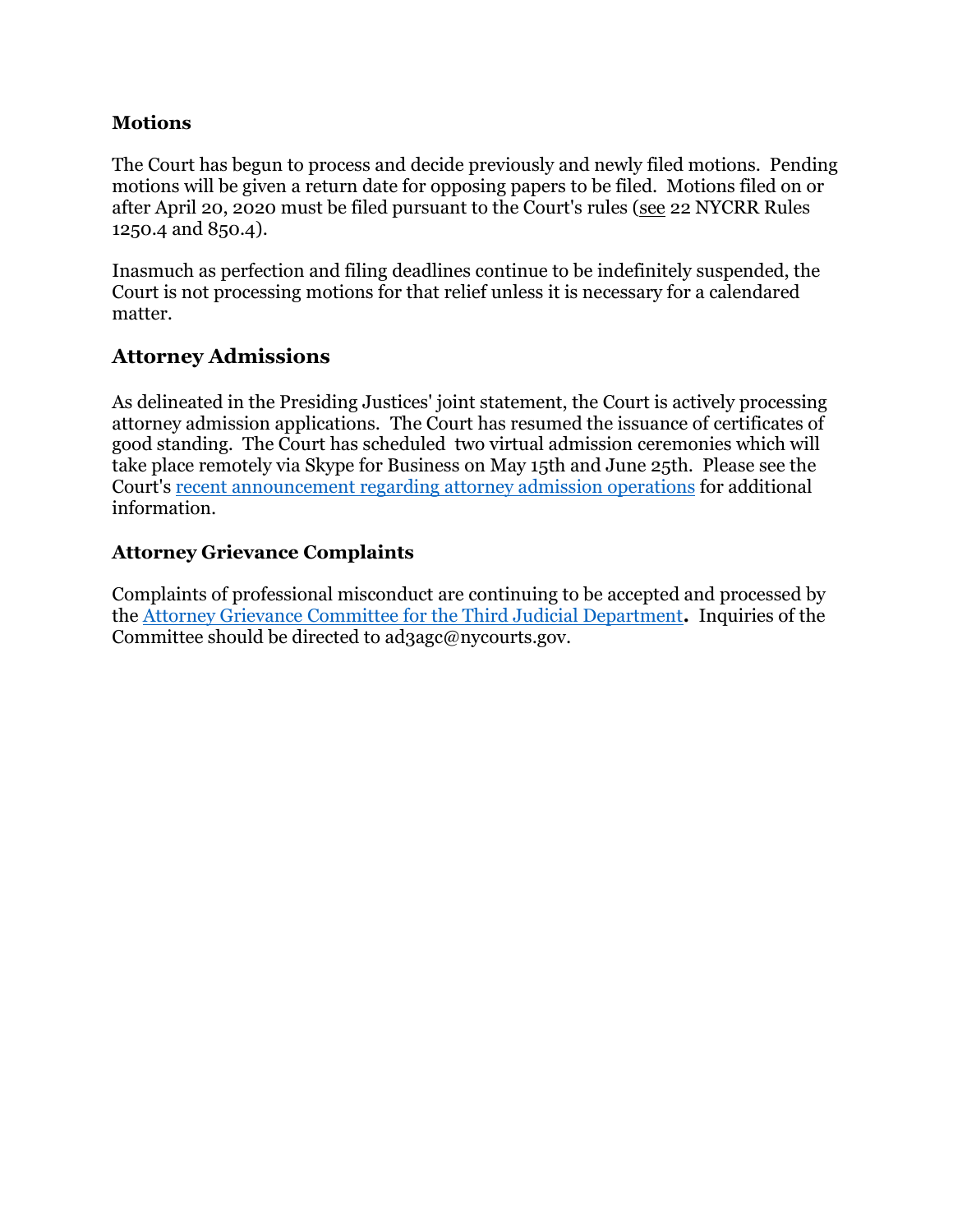**Motions**

The Court has begun to process and decide previously and newly filed motions. Pending motions will be given a return date for opposing papers to be filed. Motions filed on or after April 20, 2020 must be filed pursuant to the Court's rules (see 22 NYCRR Rules 1250.4 and 850.4).

Inasmuch as perfection and filing deadlines continue to be indefinitely suspended, the Court is not processing motions for that relief unless it is necessary for a calendared matter.

## Attorney Admissions

As delineated in the Presiding Justices' joint statement, the Court is actively processing attorney admission applications. The Court has resumed the issuance of certificates of good standing. The Court has scheduled two virtual admission ceremonies which will take place remotely via Skype for Business on May 15th and June 25th. Please see the Court's recent announcement regarding attorney admission operations for additional information.

**Attorney Grievance Complaints**

Complaints of professional misconduct are continuing to be accepted and processed by the Attorney Grievance Committee for the Third Judicial Department. Inquiries of the Committee should be directed to ad3agc@nycourts.gov.